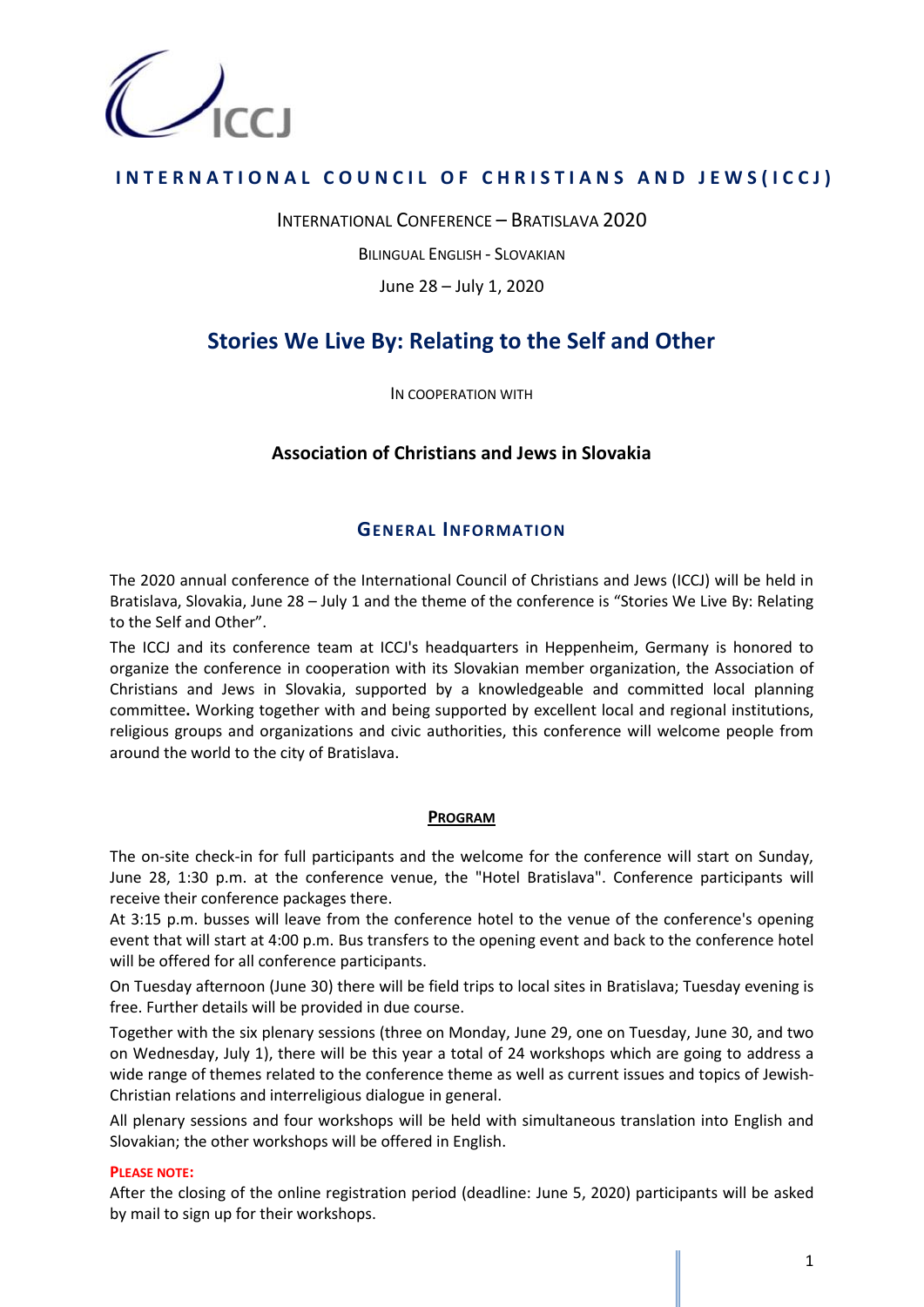ICCJ

# INTERNATIONAL COUNCIL OF CHRISTIANS AND JEWS (ICCJ)

INTERNATIONAL CONFERENCE – BRATISLAVA 2020

BILINGUAL ENGLISH - SLOVAKIAN

June 28 – July 1, 2020

## Stories We Live By: Relating to the Self and Other

IN COOPERATION WITH

**Association of Christians and Jews in Slovakia**

## GENERAL INFORMATION

The 2020 annual conference of the International Council of Christians and Jews (ICCJ) will be held in Bratislava, Slovakia, June 28 – July 1 and the theme of the conference is "Stories We Live By: Relating to the Self and Other".

The ICCJ and its conference team at ICCJ's headquarters in Heppenheim, Germany is honored to organize the conference in cooperation with its Slovakian member organization, the Association of Christians and Jews in Slovakia, supported by a knowledgeable and committed local planning committee**.** Working together with and being supported by excellent local and regional institutions, religious groups and organizations and civic authorities, this conference will welcome people from around the world to the city of Bratislava.

### PROGRAM

The on-site check-in for full participants and the welcome for the conference will start on Sunday, June 28, 1:30 p.m. at the conference venue, the "Hotel Bratislava". Conference participants will receive their conference packages there.

At 3:15 p.m. busses will leave from the conference hotel to the venue of the conference's opening event that will start at 4:00 p.m. Bus transfers to the opening event and back to the conference hotel will be offered for all conference participants.

On Tuesday afternoon (June 30) there will be field trips to local sites in Bratislava; Tuesday evening is free. Further details will be provided in due course.

Together with the six plenary sessions (three on Monday, June 29, one on Tuesday, June 30, and two on Wednesday, July 1), there will be this year a total of 24 workshops which are going to address a wide range of themes related to the conference theme as well as current issues and topics of Jewish-Christian relations and interreligious dialogue in general.

All plenary sessions and four workshops will be held with simultaneous translation into English and Slovakian; the other workshops will be offered in English.

**PLEASE NOTE:**

After the closing of the online registration period (deadline: June 5, 2020) participants will be asked by mail to sign up for their workshops.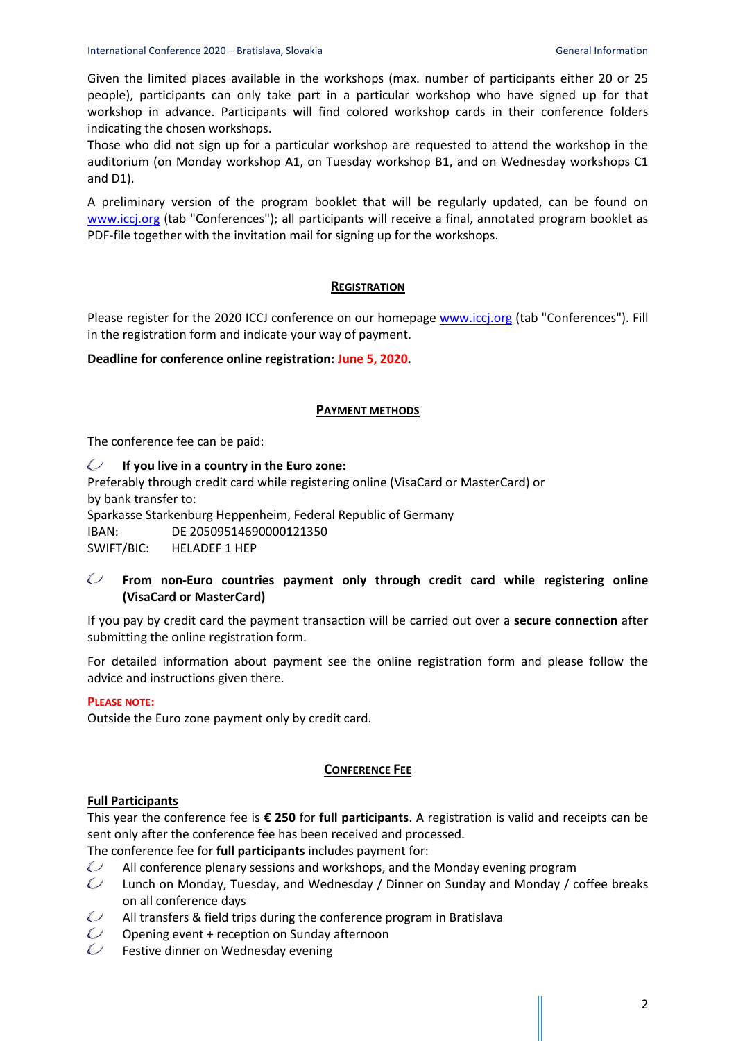Given the limited places available in the workshops (max. number of participants either 20 or 25 people), participants can only take part in a particular workshop who have signed up for that workshop in advance. Participants will find colored workshop cards in their conference folders indicating the chosen workshops.
Those who did not sign up for a particular workshop are requested to attend the workshop in the auditorium (on Monday workshop A1, on Tuesday workshop B1, and on Wednesday workshops C1 and D1).

A preliminary version of the program booklet that will be regularly updated, can be found on www.iccj.org (tab "Conferences"); all participants will receive a final, annotated program booklet as PDF-file together with the invitation mail for signing up for the workshops.

## Registration

Please register for the 2020 ICCJ conference on our homepage www.iccj.org (tab "Conferences"). Fill in the registration form and indicate your way of payment.

**Deadline for conference online registration: June 5, 2020.**

## Payment Methods

The conference fee can be paid:

- **If you live in a country in the Euro zone:**

Preferably through credit card while registering online (VisaCard or MasterCard) or by bank transfer to:
Sparkasse Starkenburg Heppenheim, Federal Republic of Germany
IBAN: DE 20509514690000121350
SWIFT/BIC: HELADEF 1 HEP

- **From non-Euro countries payment only through credit card while registering online (VisaCard or MasterCard)**

If you pay by credit card the payment transaction will be carried out over a **secure connection** after submitting the online registration form.

For detailed information about payment see the online registration form and please follow the advice and instructions given there.

**Please note:**
Outside the Euro zone payment only by credit card.

## Conference Fee

### Full Participants

This year the conference fee is **€ 250** for **full participants**. A registration is valid and receipts can be sent only after the conference fee has been received and processed.
The conference fee for **full participants** includes payment for:

- All conference plenary sessions and workshops, and the Monday evening program
- Lunch on Monday, Tuesday, and Wednesday / Dinner on Sunday and Monday / coffee breaks on all conference days
- All transfers & field trips during the conference program in Bratislava
- Opening event + reception on Sunday afternoon
- Festive dinner on Wednesday evening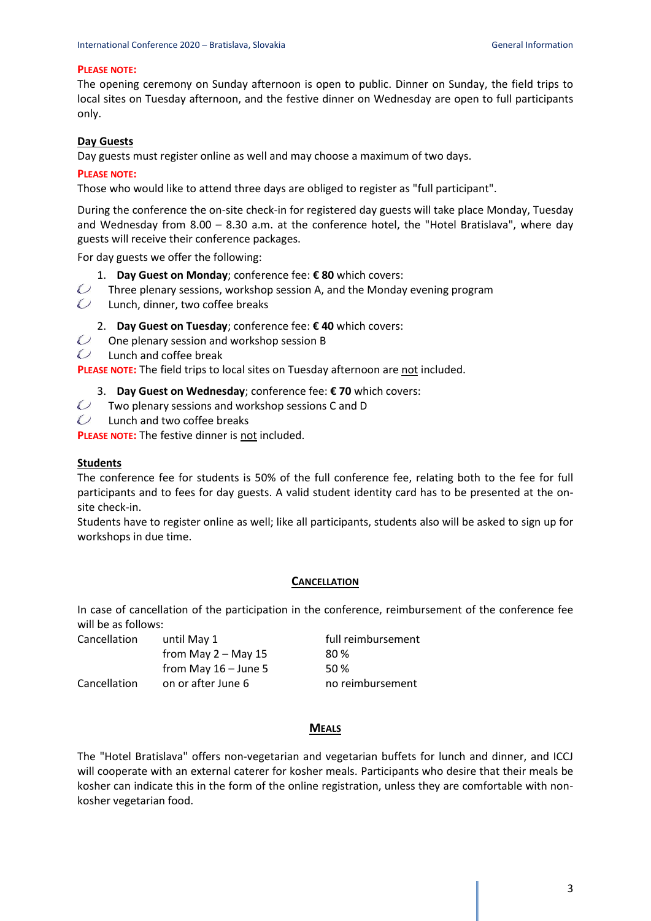**PLEASE NOTE:**
The opening ceremony on Sunday afternoon is open to public. Dinner on Sunday, the field trips to local sites on Tuesday afternoon, and the festive dinner on Wednesday are open to full participants only.

**Day Guests**

Day guests must register online as well and may choose a maximum of two days.

**PLEASE NOTE:**
Those who would like to attend three days are obliged to register as "full participant".

During the conference the on-site check-in for registered day guests will take place Monday, Tuesday and Wednesday from 8.00 – 8.30 a.m. at the conference hotel, the "Hotel Bratislava", where day guests will receive their conference packages.

For day guests we offer the following:

1. **Day Guest on Monday**; conference fee: **€ 80** which covers:
   - Three plenary sessions, workshop session A, and the Monday evening program
   - Lunch, dinner, two coffee breaks

2. **Day Guest on Tuesday**; conference fee: **€ 40** which covers:
   - One plenary session and workshop session B
   - Lunch and coffee break

**PLEASE NOTE:** The field trips to local sites on Tuesday afternoon are not included.

3. **Day Guest on Wednesday**; conference fee: **€ 70** which covers:
   - Two plenary sessions and workshop sessions C and D
   - Lunch and two coffee breaks

**PLEASE NOTE:** The festive dinner is not included.

**Students**

The conference fee for students is 50% of the full conference fee, relating both to the fee for full participants and to fees for day guests. A valid student identity card has to be presented at the on-site check-in.
Students have to register online as well; like all participants, students also will be asked to sign up for workshops in due time.

## CANCELLATION

In case of cancellation of the participation in the conference, reimbursement of the conference fee will be as follows:

| | | |
|---|---|---|
| Cancellation | until May 1 | full reimbursement |
| | from May 2 – May 15 | 80 % |
| | from May 16 – June 5 | 50 % |
| Cancellation | on or after June 6 | no reimbursement |

## MEALS

The "Hotel Bratislava" offers non-vegetarian and vegetarian buffets for lunch and dinner, and ICCJ will cooperate with an external caterer for kosher meals. Participants who desire that their meals be kosher can indicate this in the form of the online registration, unless they are comfortable with non-kosher vegetarian food.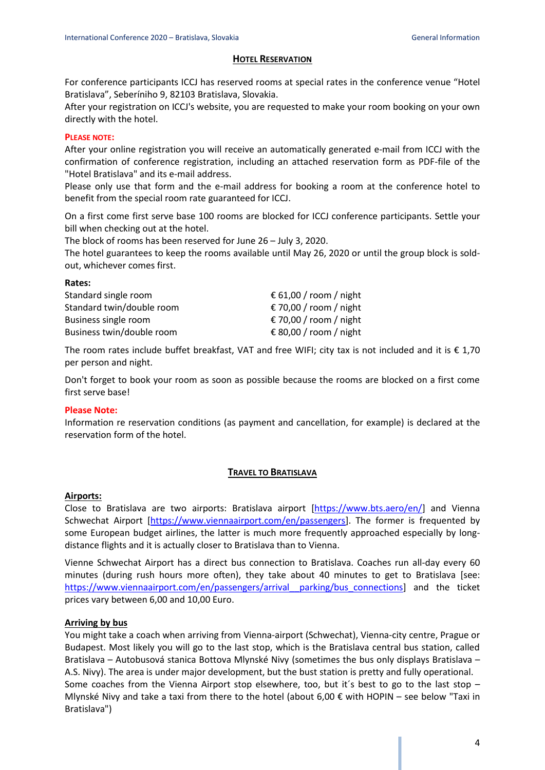## Hotel Reservation

For conference participants ICCJ has reserved rooms at special rates in the conference venue "Hotel Bratislava", Seberíniho 9, 82103 Bratislava, Slovakia.
After your registration on ICCJ's website, you are requested to make your room booking on your own directly with the hotel.

**Please note:**
After your online registration you will receive an automatically generated e-mail from ICCJ with the confirmation of conference registration, including an attached reservation form as PDF-file of the "Hotel Bratislava" and its e-mail address.
Please only use that form and the e-mail address for booking a room at the conference hotel to benefit from the special room rate guaranteed for ICCJ.

On a first come first serve base 100 rooms are blocked for ICCJ conference participants. Settle your bill when checking out at the hotel.
The block of rooms has been reserved for June 26 – July 3, 2020.
The hotel guarantees to keep the rooms available until May 26, 2020 or until the group block is sold-out, whichever comes first.

**Rates:**

| | |
|---|---|
| Standard single room | € 61,00 / room / night |
| Standard twin/double room | € 70,00 / room / night |
| Business single room | € 70,00 / room / night |
| Business twin/double room | € 80,00 / room / night |

The room rates include buffet breakfast, VAT and free WIFI; city tax is not included and it is € 1,70 per person and night.

Don't forget to book your room as soon as possible because the rooms are blocked on a first come first serve base!

**Please Note:**
Information re reservation conditions (as payment and cancellation, for example) is declared at the reservation form of the hotel.

## Travel to Bratislava

**Airports:**
Close to Bratislava are two airports: Bratislava airport [https://www.bts.aero/en/] and Vienna Schwechat Airport [https://www.viennaairport.com/en/passengers]. The former is frequented by some European budget airlines, the latter is much more frequently approached especially by long-distance flights and it is actually closer to Bratislava than to Vienna.

Vienne Schwechat Airport has a direct bus connection to Bratislava. Coaches run all-day every 60 minutes (during rush hours more often), they take about 40 minutes to get to Bratislava [see: https://www.viennaairport.com/en/passengers/arrival__parking/bus_connections] and the ticket prices vary between 6,00 and 10,00 Euro.

**Arriving by bus**
You might take a coach when arriving from Vienna-airport (Schwechat), Vienna-city centre, Prague or Budapest. Most likely you will go to the last stop, which is the Bratislava central bus station, called Bratislava – Autobusová stanica Bottova Mlynské Nivy (sometimes the bus only displays Bratislava – A.S. Nivy). The area is under major development, but the bust station is pretty and fully operational.
Some coaches from the Vienna Airport stop elsewhere, too, but it´s best to go to the last stop – Mlynské Nivy and take a taxi from there to the hotel (about 6,00 € with HOPIN – see below "Taxi in Bratislava")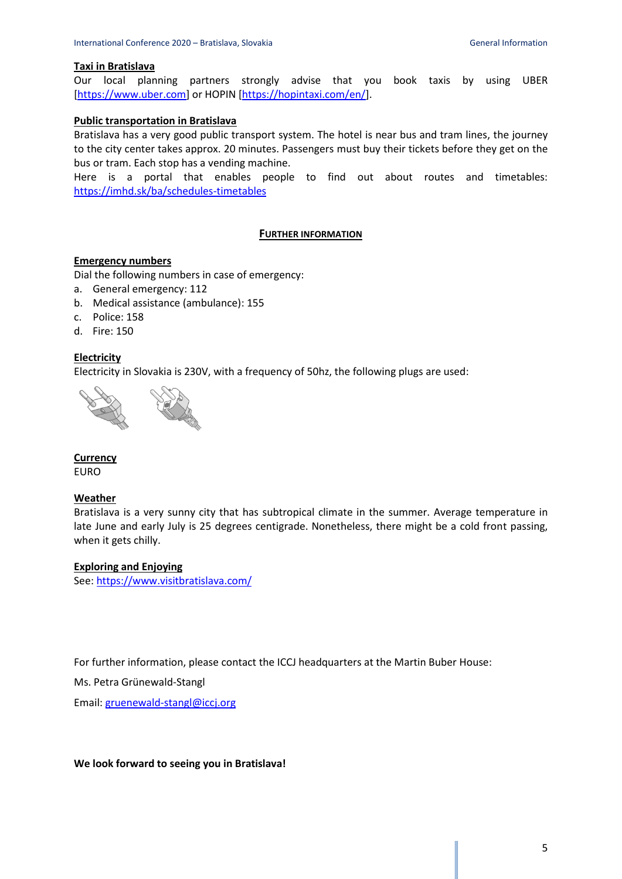**Taxi in Bratislava**

Our local planning partners strongly advise that you book taxis by using UBER [https://www.uber.com] or HOPIN [https://hopintaxi.com/en/].

**Public transportation in Bratislava**

Bratislava has a very good public transport system. The hotel is near bus and tram lines, the journey to the city center takes approx. 20 minutes. Passengers must buy their tickets before they get on the bus or tram. Each stop has a vending machine.

Here is a portal that enables people to find out about routes and timetables: https://imhd.sk/ba/schedules-timetables

## FURTHER INFORMATION

**Emergency numbers**

Dial the following numbers in case of emergency:

a. General emergency: 112
b. Medical assistance (ambulance): 155
c. Police: 158
d. Fire: 150

**Electricity**

Electricity in Slovakia is 230V, with a frequency of 50hz, the following plugs are used:

**Currency**

EURO

**Weather**

Bratislava is a very sunny city that has subtropical climate in the summer. Average temperature in late June and early July is 25 degrees centigrade. Nonetheless, there might be a cold front passing, when it gets chilly.

**Exploring and Enjoying**

See: https://www.visitbratislava.com/

For further information, please contact the ICCJ headquarters at the Martin Buber House:

Ms. Petra Grünewald-Stangl

Email: gruenewald-stangl@iccj.org

**We look forward to seeing you in Bratislava!**